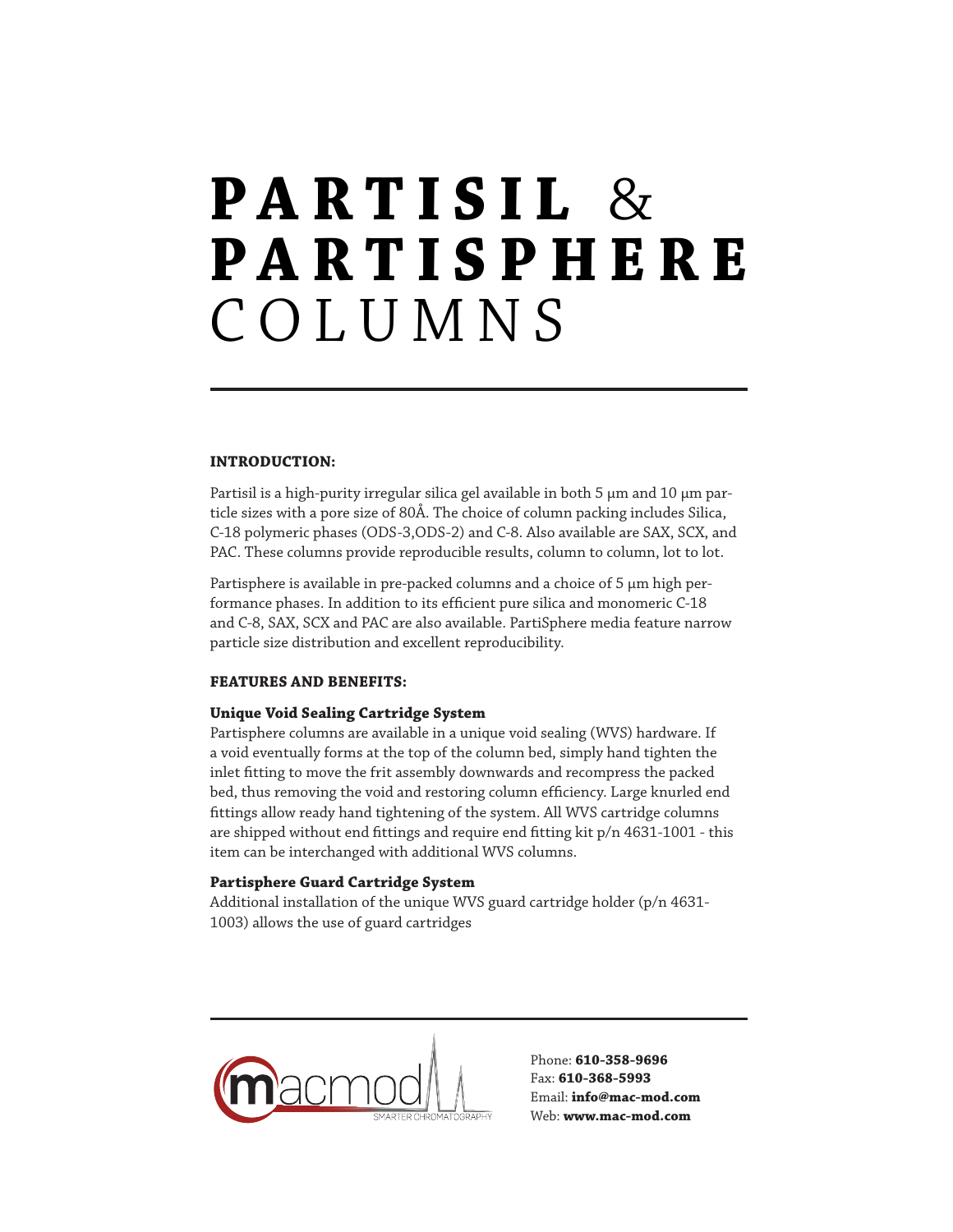# PARTISIL & PARTISPHERE COLUMNS

**INTRODUCTION:**

Partisil is a high-purity irregular silica gel available in both 5 µm and 10 µm particle sizes with a pore size of 80Å. The choice of column packing includes Silica, C-18 polymeric phases (ODS-3,ODS-2) and C-8. Also available are SAX, SCX, and PAC. These columns provide reproducible results, column to column, lot to lot.

Partisphere is available in pre-packed columns and a choice of 5 µm high performance phases. In addition to its efficient pure silica and monomeric C-18 and C-8, SAX, SCX and PAC are also available. PartiSphere media feature narrow particle size distribution and excellent reproducibility.

**FEATURES AND BENEFITS:**

**Unique Void Sealing Cartridge System**

Partisphere columns are available in a unique void sealing (WVS) hardware. If a void eventually forms at the top of the column bed, simply hand tighten the inlet fitting to move the frit assembly downwards and recompress the packed bed, thus removing the void and restoring column efficiency. Large knurled end fittings allow ready hand tightening of the system. All WVS cartridge columns are shipped without end fittings and require end fitting kit p/n 4631-1001 - this item can be interchanged with additional WVS columns.

**Partisphere Guard Cartridge System**

Additional installation of the unique WVS guard cartridge holder (p/n 4631-1003) allows the use of guard cartridges

macmod SMARTER CHROMATOGRAPHY

Phone: **610-358-9696**
Fax: **610-368-5993**
Email: **info@mac-mod.com**
Web: **www.mac-mod.com**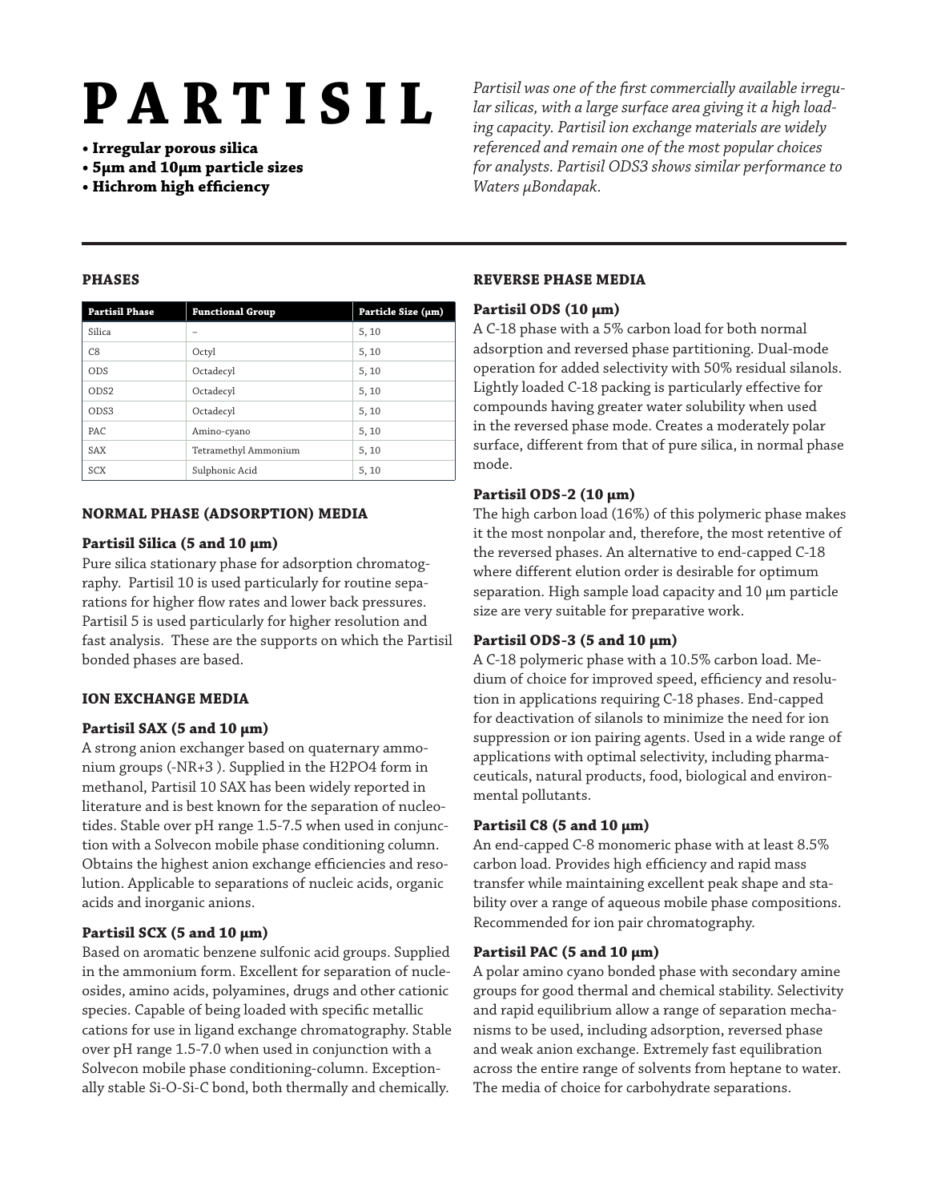# PARTISIL

- **Irregular porous silica**
- **5μm and 10μm particle sizes**
- **Hichrom high efficiency**

*Partisil was one of the first commercially available irregular silicas, with a large surface area giving it a high loading capacity. Partisil ion exchange materials are widely referenced and remain one of the most popular choices for analysts. Partisil ODS3 shows similar performance to Waters μBondapak.*

## PHASES

| Partisil Phase | Functional Group | Particle Size (μm) |
|---|---|---|
| Silica | – | 5, 10 |
| C8 | Octyl | 5, 10 |
| ODS | Octadecyl | 5, 10 |
| ODS2 | Octadecyl | 5, 10 |
| ODS3 | Octadecyl | 5, 10 |
| PAC | Amino-cyano | 5, 10 |
| SAX | Tetramethyl Ammonium | 5, 10 |
| SCX | Sulphonic Acid | 5, 10 |

## NORMAL PHASE (ADSORPTION) MEDIA

### Partisil Silica (5 and 10 μm)

Pure silica stationary phase for adsorption chromatography. Partisil 10 is used particularly for routine separations for higher flow rates and lower back pressures. Partisil 5 is used particularly for higher resolution and fast analysis. These are the supports on which the Partisil bonded phases are based.

## ION EXCHANGE MEDIA

### Partisil SAX (5 and 10 μm)

A strong anion exchanger based on quaternary ammonium groups ($-NR_3^+$). Supplied in the $H_2PO_4$ form in methanol, Partisil 10 SAX has been widely reported in literature and is best known for the separation of nucleotides. Stable over pH range 1.5-7.5 when used in conjunction with a Solvecon mobile phase conditioning column. Obtains the highest anion exchange efficiencies and resolution. Applicable to separations of nucleic acids, organic acids and inorganic anions.

### Partisil SCX (5 and 10 μm)

Based on aromatic benzene sulfonic acid groups. Supplied in the ammonium form. Excellent for separation of nucleosides, amino acids, polyamines, drugs and other cationic species. Capable of being loaded with specific metallic cations for use in ligand exchange chromatography. Stable over pH range 1.5-7.0 when used in conjunction with a Solvecon mobile phase conditioning-column. Exceptionally stable Si-O-Si-C bond, both thermally and chemically.

## REVERSE PHASE MEDIA

### Partisil ODS (10 μm)

A C-18 phase with a 5% carbon load for both normal adsorption and reversed phase partitioning. Dual-mode operation for added selectivity with 50% residual silanols. Lightly loaded C-18 packing is particularly effective for compounds having greater water solubility when used in the reversed phase mode. Creates a moderately polar surface, different from that of pure silica, in normal phase mode.

### Partisil ODS-2 (10 μm)

The high carbon load (16%) of this polymeric phase makes it the most nonpolar and, therefore, the most retentive of the reversed phases. An alternative to end-capped C-18 where different elution order is desirable for optimum separation. High sample load capacity and 10 μm particle size are very suitable for preparative work.

### Partisil ODS-3 (5 and 10 μm)

A C-18 polymeric phase with a 10.5% carbon load. Medium of choice for improved speed, efficiency and resolution in applications requiring C-18 phases. End-capped for deactivation of silanols to minimize the need for ion suppression or ion pairing agents. Used in a wide range of applications with optimal selectivity, including pharmaceuticals, natural products, food, biological and environmental pollutants.

### Partisil C8 (5 and 10 μm)

An end-capped C-8 monomeric phase with at least 8.5% carbon load. Provides high efficiency and rapid mass transfer while maintaining excellent peak shape and stability over a range of aqueous mobile phase compositions. Recommended for ion pair chromatography.

### Partisil PAC (5 and 10 μm)

A polar amino cyano bonded phase with secondary amine groups for good thermal and chemical stability. Selectivity and rapid equilibrium allow a range of separation mechanisms to be used, including adsorption, reversed phase and weak anion exchange. Extremely fast equilibration across the entire range of solvents from heptane to water. The media of choice for carbohydrate separations.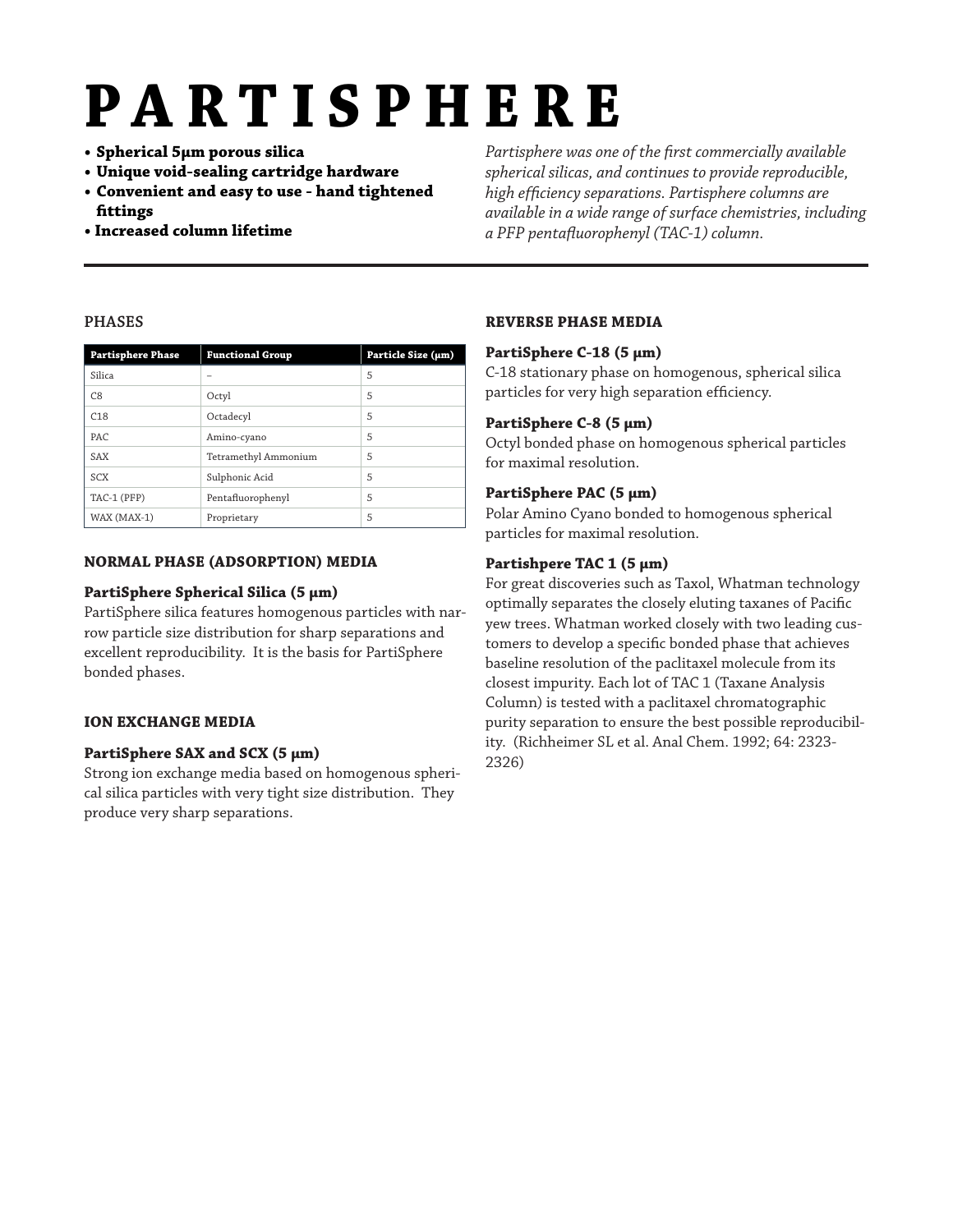# PARTISPHERE

- **Spherical 5μm porous silica**
- **Unique void-sealing cartridge hardware**
- **Convenient and easy to use - hand tightened fittings**
- **Increased column lifetime**

*Partisphere was one of the first commercially available spherical silicas, and continues to provide reproducible, high efficiency separations. Partisphere columns are available in a wide range of surface chemistries, including a PFP pentafluorophenyl (TAC-1) column.*

## PHASES

| Partisphere Phase | Functional Group | Particle Size (μm) |
|---|---|---|
| Silica | – | 5 |
| C8 | Octyl | 5 |
| C18 | Octadecyl | 5 |
| PAC | Amino-cyano | 5 |
| SAX | Tetramethyl Ammonium | 5 |
| SCX | Sulphonic Acid | 5 |
| TAC-1 (PFP) | Pentafluorophenyl | 5 |
| WAX (MAX-1) | Proprietary | 5 |

## NORMAL PHASE (ADSORPTION) MEDIA

### PartiSphere Spherical Silica (5 μm)

PartiSphere silica features homogenous particles with narrow particle size distribution for sharp separations and excellent reproducibility. It is the basis for PartiSphere bonded phases.

## ION EXCHANGE MEDIA

### PartiSphere SAX and SCX (5 μm)

Strong ion exchange media based on homogenous spherical silica particles with very tight size distribution. They produce very sharp separations.

## REVERSE PHASE MEDIA

### PartiSphere C-18 (5 μm)

C-18 stationary phase on homogenous, spherical silica particles for very high separation efficiency.

### PartiSphere C-8 (5 μm)

Octyl bonded phase on homogenous spherical particles for maximal resolution.

### PartiSphere PAC (5 μm)

Polar Amino Cyano bonded to homogenous spherical particles for maximal resolution.

### Partishpere TAC 1 (5 μm)

For great discoveries such as Taxol, Whatman technology optimally separates the closely eluting taxanes of Pacific yew trees. Whatman worked closely with two leading customers to develop a specific bonded phase that achieves baseline resolution of the paclitaxel molecule from its closest impurity. Each lot of TAC 1 (Taxane Analysis Column) is tested with a paclitaxel chromatographic purity separation to ensure the best possible reproducibility. (Richheimer SL et al. Anal Chem. 1992; 64: 2323-2326)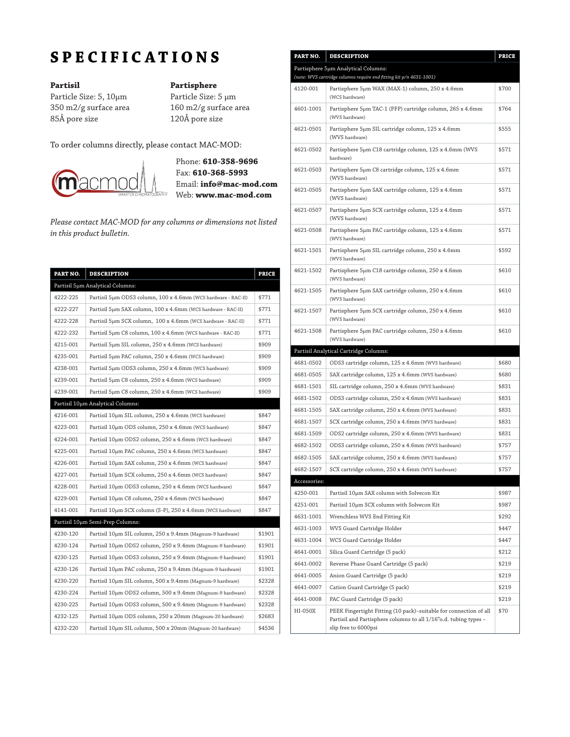# SPECIFICATIONS

**Partisil**
Particle Size: 5, 10µm
350 m2/g surface area
85Å pore size

**Partisphere**
Particle Size: 5 µm
160 m2/g surface area
120Å pore size

To order columns directly, please contact MAC-MOD:

Phone: **610-358-9696**
Fax: **610-368-5993**
Email: **info@mac-mod.com**
Web: **www.mac-mod.com**

*Please contact MAC-MOD for any columns or dimensions not listed in this product bulletin.*

| PART NO. | DESCRIPTION | PRICE |
|---|---|---|
| Partisil 5µm Analytical Columns: | | |
| 4222-225 | Partisil 5µm ODS3 column, 100 x 4.6mm (WCS hardware - RAC-II) | $771 |
| 4222-227 | Partisil 5µm SAX column, 100 x 4.6mm (WCS hardware - RAC-II) | $771 |
| 4222-228 | Partisil 5µm SCX column, 100 x 4.6mm (WCS hardware - RAC-II) | $771 |
| 4222-232 | Partisil 5µm C8 column, 100 x 4.6mm (WCS hardware - RAC-II) | $771 |
| 4215-001 | Partisil 5µm SIL column, 250 x 4.6mm (WCS hardware) | $909 |
| 4235-001 | Partisil 5µm PAC column, 250 x 4.6mm (WCS hardware) | $909 |
| 4238-001 | Partisil 5µm ODS3 column, 250 x 4.6mm (WCS hardware) | $909 |
| 4239-001 | Partisil 5µm C8 column, 250 x 4.6mm (WCS hardware) | $909 |
| 4239-001 | Partisil 5µm C8 column, 250 x 4.6mm (WCS hardware) | $909 |
| Partisil 10µm Analytical Columns: | | |
| 4216-001 | Partisil 10µm SIL column, 250 x 4.6mm (WCS hardware) | $847 |
| 4223-001 | Partisil 10µm ODS column, 250 x 4.6mm (WCS hardware) | $847 |
| 4224-001 | Partisil 10µm ODS2 column, 250 x 4.6mm (WCS hardware) | $847 |
| 4225-001 | Partisil 10µm PAC column, 250 x 4.6mm (WCS hardware) | $847 |
| 4226-001 | Partisil 10µm SAX column, 250 x 4.6mm (WCS hardware) | $847 |
| 4227-001 | Partisil 10µm SCX column, 250 x 4.6mm (WCS hardware) | $847 |
| 4228-001 | Partisil 10µm ODS3 column, 250 x 4.6mm (WCS hardware) | $847 |
| 4229-001 | Partisil 10µm C8 column, 250 x 4.6mm (WCS hardware) | $847 |
| 4141-001 | Partisil 10µm SCX column (S-P), 250 x 4.6mm (WCS hardware) | $847 |
| Partisil 10µm Semi-Prep Columns: | | |
| 4230-120 | Partisil 10µm SIL column, 250 x 9.4mm (Magnum-9 hardware) | $1901 |
| 4230-124 | Partisil 10µm ODS2 column, 250 x 9.4mm (Magnum-9 hardware) | $1901 |
| 4230-125 | Partisil 10µm ODS3 column, 250 x 9.4mm (Magnum-9 hardware) | $1901 |
| 4230-126 | Partisil 10µm PAC column, 250 x 9.4mm (Magnum-9 hardware) | $1901 |
| 4230-220 | Partisil 10µm SIL column, 500 x 9.4mm (Magnum-9 hardware) | $2328 |
| 4230-224 | Partisil 10µm ODS2 column, 500 x 9.4mm (Magnum-9 hardware) | $2328 |
| 4230-225 | Partisil 10µm ODS3 column, 500 x 9.4mm (Magnum-9 hardware) | $2328 |
| 4232-125 | Partisil 10µm ODS column, 250 x 20mm (Magnum-20 hardware) | $2683 |
| 4232-220 | Partisil 10µm SIL column, 500 x 20mm (Magnum-20 hardware) | $4536 |

| PART NO. | DESCRIPTION | PRICE |
|---|---|---|
| Partisphere 5µm Analytical Columns: *(note: WVS cartridge columns require end fitting kit p/n 4631-1001)* | | |
| 4120-001 | Partisphere 5µm WAX (MAX-1) column, 250 x 4.6mm (WCS hardware) | $700 |
| 4601-1001 | Partisphere 5µm TAC-1 (PFP) cartridge column, 265 x 4.6mm (WVS hardware) | $764 |
| 4621-0501 | Partisphere 5µm SIL cartridge column, 125 x 4.6mm (WVS hardware) | $555 |
| 4621-0502 | Partisphere 5µm C18 cartridge column, 125 x 4.6mm (WVS hardware) | $571 |
| 4621-0503 | Partisphere 5µm C8 cartridge column, 125 x 4.6mm (WVS hardware) | $571 |
| 4621-0505 | Partisphere 5µm SAX cartridge column, 125 x 4.6mm (WVS hardware) | $571 |
| 4621-0507 | Partisphere 5µm SCX cartridge column, 125 x 4.6mm (WVS hardware) | $571 |
| 4621-0508 | Partisphere 5µm PAC cartridge column, 125 x 4.6mm (WVS hardware) | $571 |
| 4621-1501 | Partisphere 5µm SIL cartridge column, 250 x 4.6mm (WVS hardware) | $592 |
| 4621-1502 | Partisphere 5µm C18 cartridge column, 250 x 4.6mm (WVS hardware) | $610 |
| 4621-1505 | Partisphere 5µm SAX cartridge column, 250 x 4.6mm (WVS hardware) | $610 |
| 4621-1507 | Partisphere 5µm SCX cartridge column, 250 x 4.6mm (WVS hardware) | $610 |
| 4621-1508 | Partisphere 5µm PAC cartridge column, 250 x 4.6mm (WVS hardware) | $610 |
| Partisil Analytical Cartridge Columns: | | |
| 4681-0502 | ODS3 cartridge column, 125 x 4.6mm (WVS hardware) | $680 |
| 4681-0505 | SAX cartridge column, 125 x 4.6mm (WVS hardware) | $680 |
| 4681-1501 | SIL cartridge column, 250 x 4.6mm (WVS hardware) | $831 |
| 4681-1502 | ODS3 cartridge column, 250 x 4.6mm (WVS hardware) | $831 |
| 4681-1505 | SAX cartridge column, 250 x 4.6mm (WVS hardware) | $831 |
| 4681-1507 | SCX cartridge column, 250 x 4.6mm (WVS hardware) | $831 |
| 4681-1509 | ODS2 cartridge column, 250 x 4.6mm (WVS hardware) | $831 |
| 4682-1502 | ODS3 cartridge column, 250 x 4.6mm (WVS hardware) | $757 |
| 4682-1505 | SAX cartridge column, 250 x 4.6mm (WVS hardware) | $757 |
| 4682-1507 | SCX cartridge column, 250 x 4.6mm (WVS hardware) | $757 |
| Accessories: | | |
| 4250-001 | Partisil 10µm SAX column with Solvecon Kit | $987 |
| 4251-001 | Partisil 10µm SCX column with Solvecon Kit | $987 |
| 4631-1001 | Wrenchless WVS End Fitting Kit | $292 |
| 4631-1003 | WVS Guard Cartridge Holder | $447 |
| 4631-1004 | WCS Guard Cartridge Holder | $447 |
| 4641-0001 | Silica Guard Cartridge (5 pack) | $212 |
| 4641-0002 | Reverse Phase Guard Cartridge (5 pack) | $219 |
| 4641-0005 | Anion Guard Cartridge (5 pack) | $219 |
| 4641-0007 | Cation Guard Cartridge (5 pack) | $219 |
| 4641-0008 | PAC Guard Cartridge (5 pack) | $219 |
| HI-050X | PEEK Fingertight Fitting (10 pack)–suitable for connection of all Partisil and Partisphere columns to all 1/16"o.d. tubing types – slip free to 6000psi | $70 |